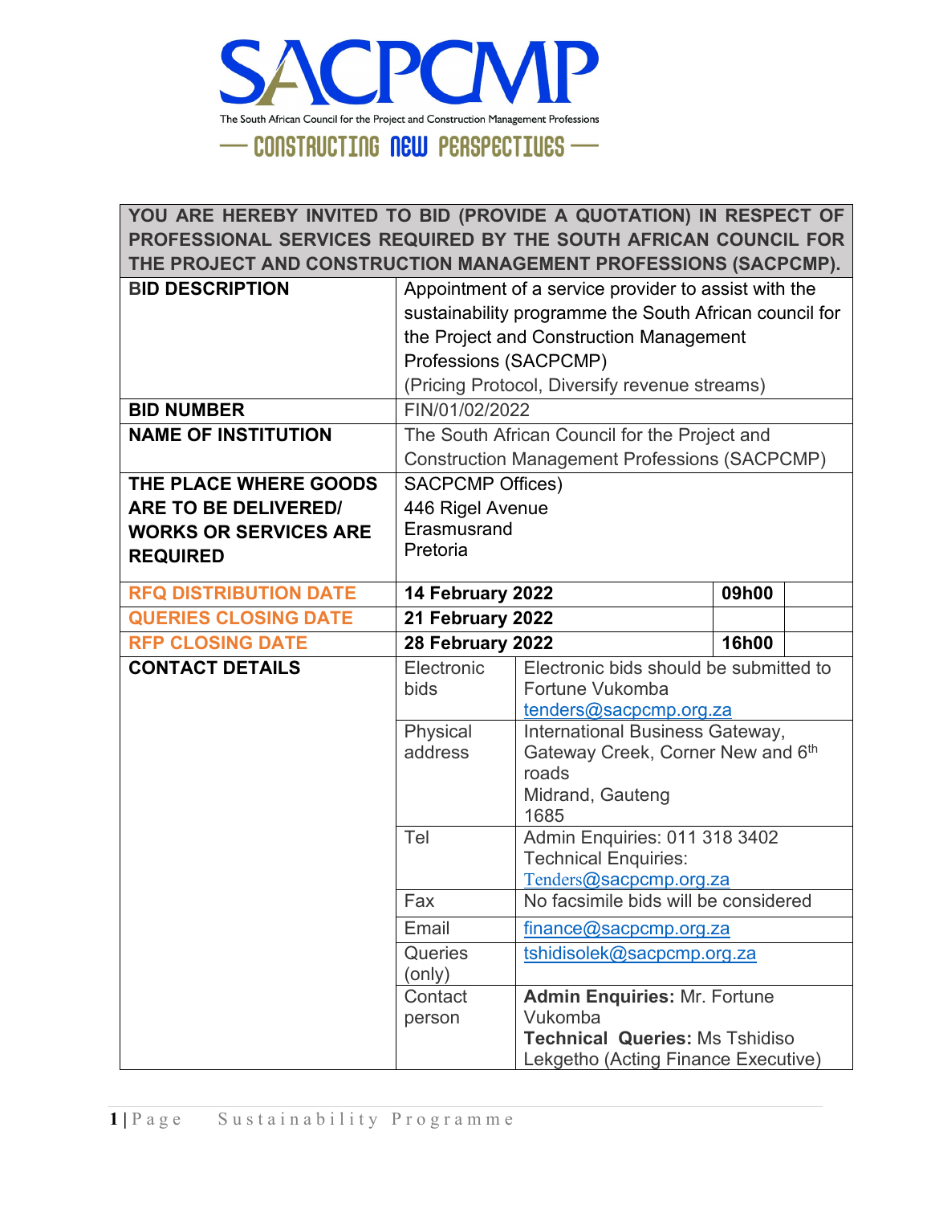# SACPCMP

The South African Council for the Project and Construction Management Professions

— CONSTRUCTING NEW PERSPECTIVES —

| YOU ARE HEREBY INVITED TO BID (PROVIDE A QUOTATION) IN RESPECT OF PROFESSIONAL SERVICES REQUIRED BY THE SOUTH AFRICAN COUNCIL FOR THE PROJECT AND CONSTRUCTION MANAGEMENT PROFESSIONS (SACPCMP). | | | |
|---|---|---|---|
| **BID DESCRIPTION** | Appointment of a service provider to assist with the sustainability programme the South African council for the Project and Construction Management Professions (SACPCMP)<br>(Pricing Protocol, Diversify revenue streams) | | |
| **BID NUMBER** | FIN/01/02/2022 | | |
| **NAME OF INSTITUTION** | The South African Council for the Project and Construction Management Professions (SACPCMP) | | |
| **THE PLACE WHERE GOODS ARE TO BE DELIVERED/ WORKS OR SERVICES ARE REQUIRED** | SACPCMP Offices)<br>446 Rigel Avenue<br>Erasmusrand<br>Pretoria | | |
| **RFQ DISTRIBUTION DATE** | **14 February 2022** | **09h00** | |
| **QUERIES CLOSING DATE** | **21 February 2022** | | |
| **RFP CLOSING DATE** | **28 February 2022** | **16h00** | |
| **CONTACT DETAILS** | Electronic bids | Electronic bids should be submitted to Fortune Vukomba<br>tenders@sacpcmp.org.za | |
| | Physical address | International Business Gateway, Gateway Creek, Corner New and 6th roads<br>Midrand, Gauteng<br>1685 | |
| | Tel | Admin Enquiries: 011 318 3402<br>Technical Enquiries:<br>Tenders@sacpcmp.org.za | |
| | Fax | No facsimile bids will be considered | |
| | Email | finance@sacpcmp.org.za | |
| | Queries (only) | tshidisolek@sacpcmp.org.za | |
| | Contact person | **Admin Enquiries:** Mr. Fortune Vukomba<br>**Technical Queries:** Ms Tshidiso Lekgetho (Acting Finance Executive) | |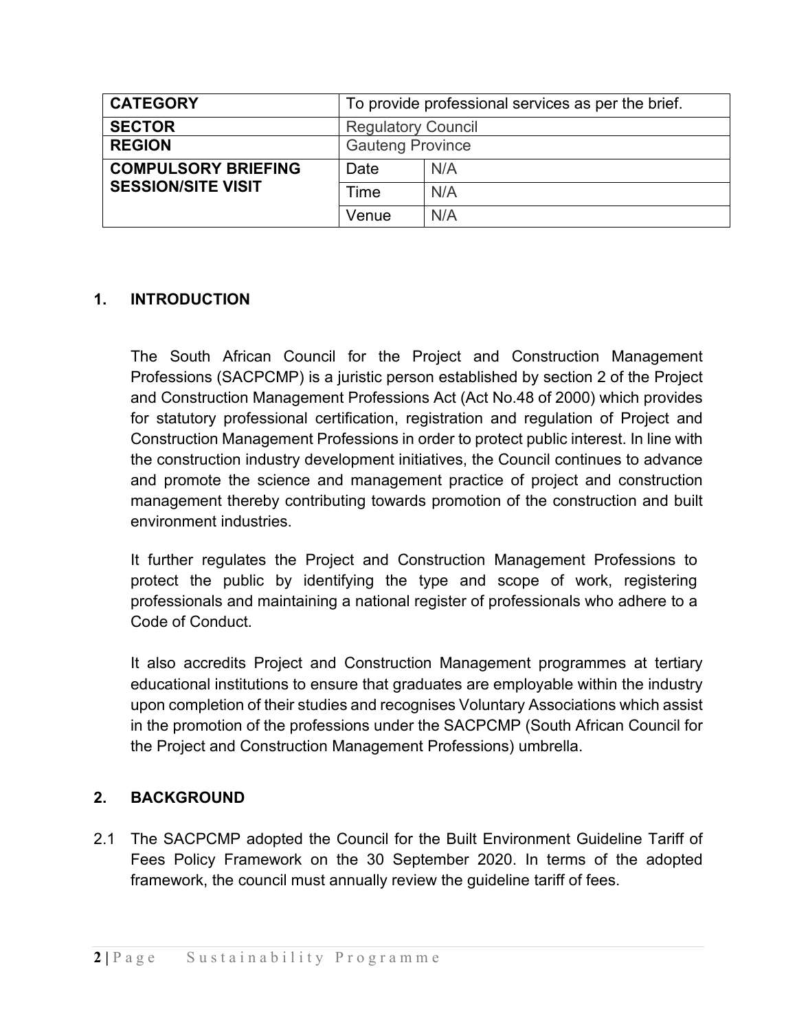| CATEGORY | To provide professional services as per the brief. | |
|---|---|---|
| **SECTOR** | Regulatory Council | |
| **REGION** | Gauteng Province | |
| **COMPULSORY BRIEFING SESSION/SITE VISIT** | Date | N/A |
| | Time | N/A |
| | Venue | N/A |

## 1. INTRODUCTION

The South African Council for the Project and Construction Management Professions (SACPCMP) is a juristic person established by section 2 of the Project and Construction Management Professions Act (Act No.48 of 2000) which provides for statutory professional certification, registration and regulation of Project and Construction Management Professions in order to protect public interest. In line with the construction industry development initiatives, the Council continues to advance and promote the science and management practice of project and construction management thereby contributing towards promotion of the construction and built environment industries.

It further regulates the Project and Construction Management Professions to protect the public by identifying the type and scope of work, registering professionals and maintaining a national register of professionals who adhere to a Code of Conduct.

It also accredits Project and Construction Management programmes at tertiary educational institutions to ensure that graduates are employable within the industry upon completion of their studies and recognises Voluntary Associations which assist in the promotion of the professions under the SACPCMP (South African Council for the Project and Construction Management Professions) umbrella.

## 2. BACKGROUND

2.1 The SACPCMP adopted the Council for the Built Environment Guideline Tariff of Fees Policy Framework on the 30 September 2020. In terms of the adopted framework, the council must annually review the guideline tariff of fees.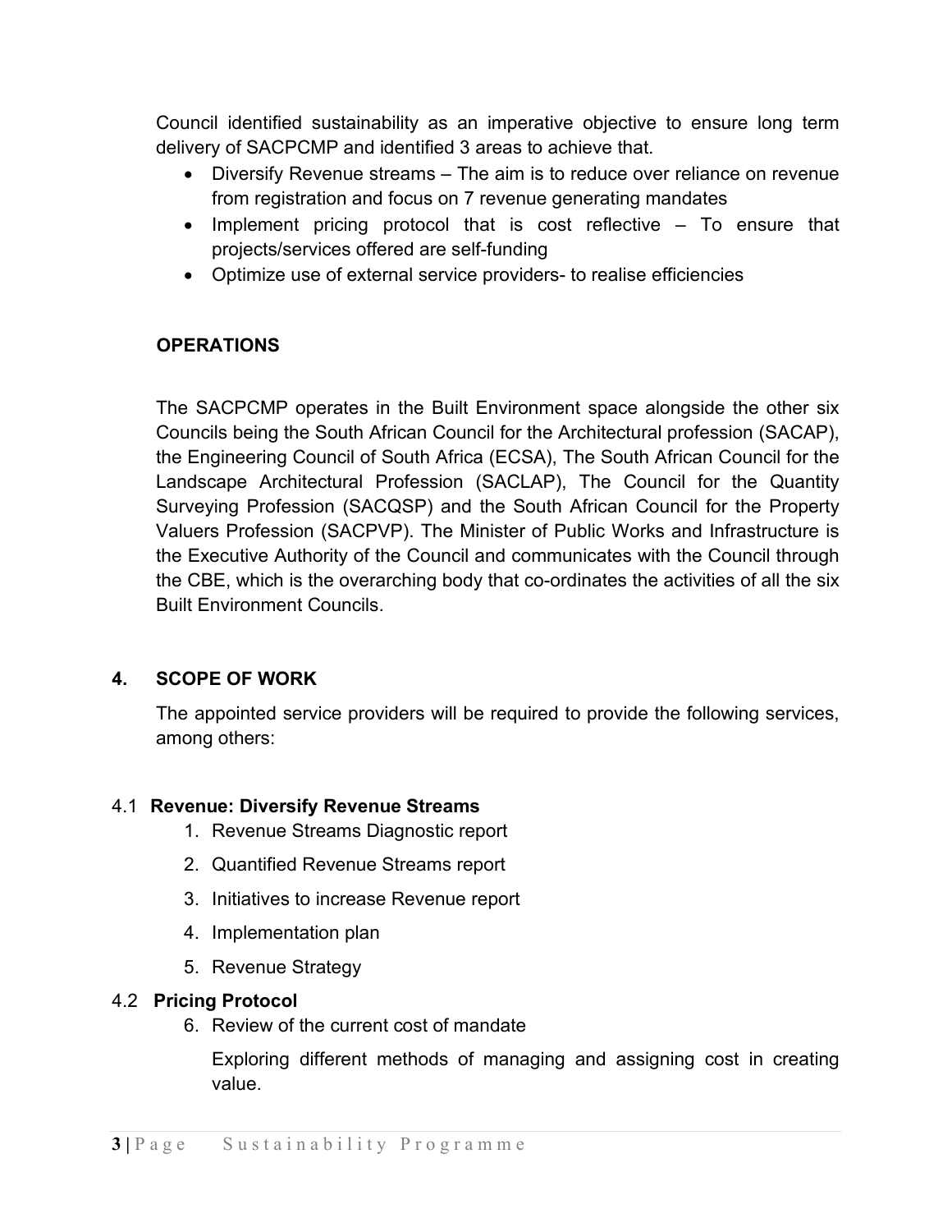Council identified sustainability as an imperative objective to ensure long term delivery of SACPCMP and identified 3 areas to achieve that.

- Diversify Revenue streams – The aim is to reduce over reliance on revenue from registration and focus on 7 revenue generating mandates
- Implement pricing protocol that is cost reflective – To ensure that projects/services offered are self-funding
- Optimize use of external service providers- to realise efficiencies

**OPERATIONS**

The SACPCMP operates in the Built Environment space alongside the other six Councils being the South African Council for the Architectural profession (SACAP), the Engineering Council of South Africa (ECSA), The South African Council for the Landscape Architectural Profession (SACLAP), The Council for the Quantity Surveying Profession (SACQSP) and the South African Council for the Property Valuers Profession (SACPVP). The Minister of Public Works and Infrastructure is the Executive Authority of the Council and communicates with the Council through the CBE, which is the overarching body that co-ordinates the activities of all the six Built Environment Councils.

## 4. SCOPE OF WORK

The appointed service providers will be required to provide the following services, among others:

### 4.1 Revenue: Diversify Revenue Streams

1. Revenue Streams Diagnostic report
2. Quantified Revenue Streams report
3. Initiatives to increase Revenue report
4. Implementation plan
5. Revenue Strategy

### 4.2 Pricing Protocol

6. Review of the current cost of mandate

   Exploring different methods of managing and assigning cost in creating value.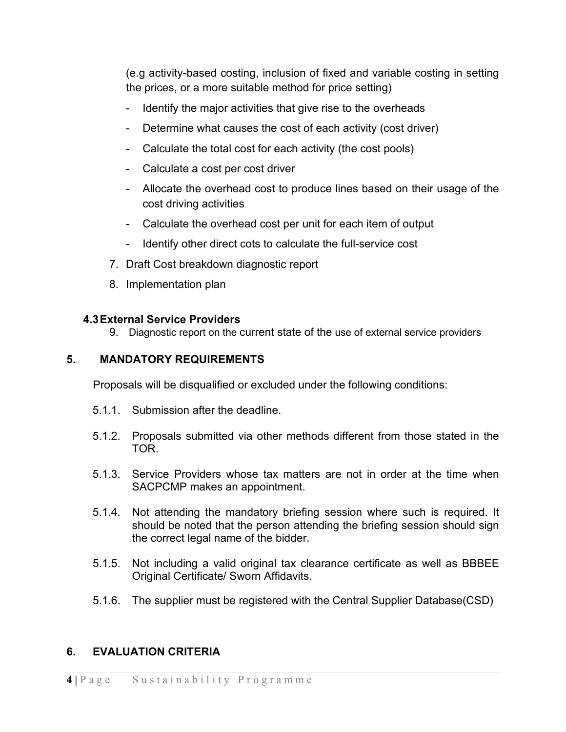(e.g activity-based costing, inclusion of fixed and variable costing in setting the prices, or a more suitable method for price setting)

- Identify the major activities that give rise to the overheads
- Determine what causes the cost of each activity (cost driver)
- Calculate the total cost for each activity (the cost pools)
- Calculate a cost per cost driver
- Allocate the overhead cost to produce lines based on their usage of the cost driving activities
- Calculate the overhead cost per unit for each item of output
- Identify other direct cots to calculate the full-service cost

7. Draft Cost breakdown diagnostic report
8. Implementation plan

### 4.3 External Service Providers

9. Diagnostic report on the current state of the use of external service providers

## 5. MANDATORY REQUIREMENTS

Proposals will be disqualified or excluded under the following conditions:

5.1.1. Submission after the deadline.

5.1.2. Proposals submitted via other methods different from those stated in the TOR.

5.1.3. Service Providers whose tax matters are not in order at the time when SACPCMP makes an appointment.

5.1.4. Not attending the mandatory briefing session where such is required. It should be noted that the person attending the briefing session should sign the correct legal name of the bidder.

5.1.5. Not including a valid original tax clearance certificate as well as BBBEE Original Certificate/ Sworn Affidavits.

5.1.6. The supplier must be registered with the Central Supplier Database(CSD)

## 6. EVALUATION CRITERIA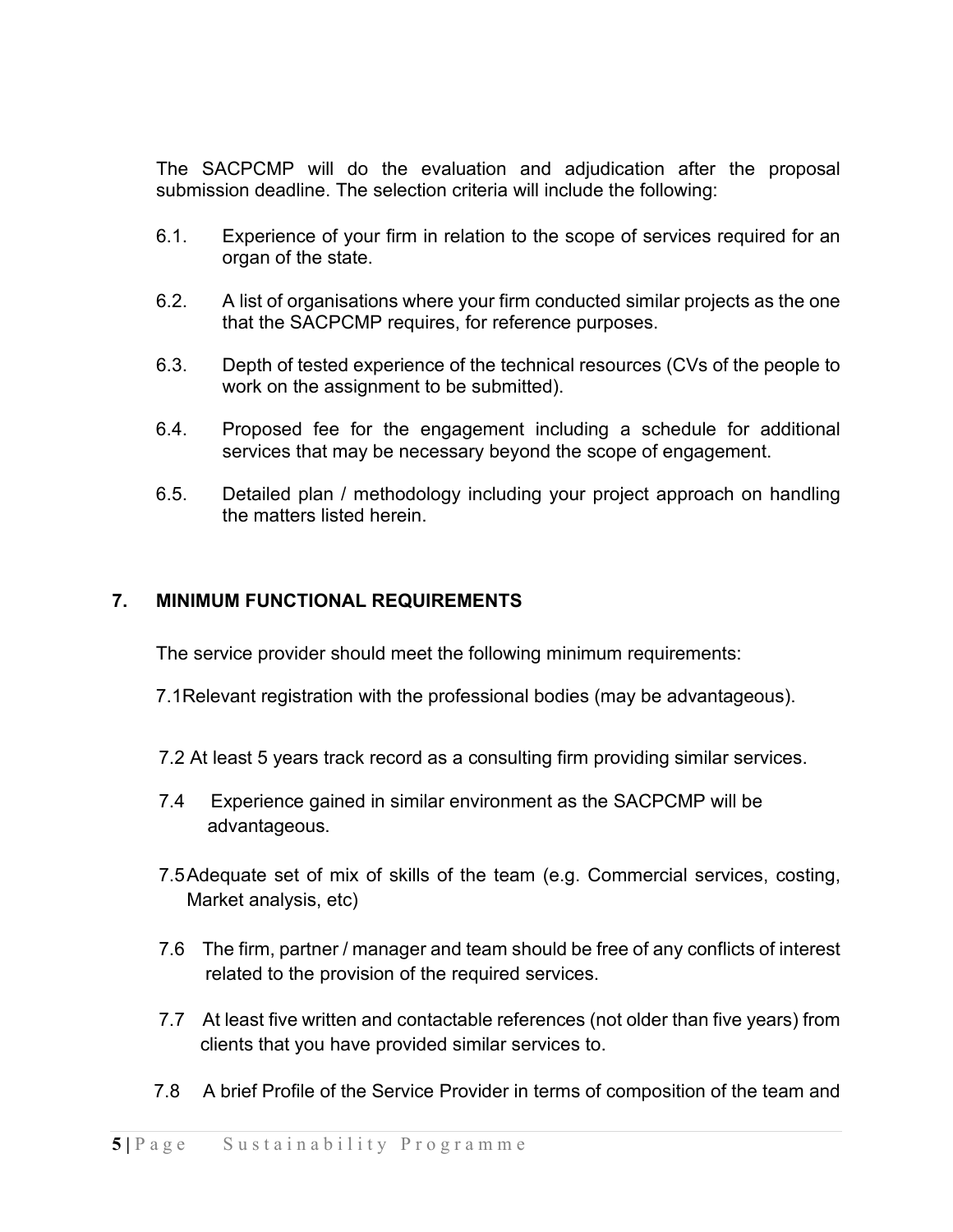The SACPCMP will do the evaluation and adjudication after the proposal submission deadline. The selection criteria will include the following:

6.1. Experience of your firm in relation to the scope of services required for an organ of the state.

6.2. A list of organisations where your firm conducted similar projects as the one that the SACPCMP requires, for reference purposes.

6.3. Depth of tested experience of the technical resources (CVs of the people to work on the assignment to be submitted).

6.4. Proposed fee for the engagement including a schedule for additional services that may be necessary beyond the scope of engagement.

6.5. Detailed plan / methodology including your project approach on handling the matters listed herein.

## 7. MINIMUM FUNCTIONAL REQUIREMENTS

The service provider should meet the following minimum requirements:

7.1 Relevant registration with the professional bodies (may be advantageous).

7.2 At least 5 years track record as a consulting firm providing similar services.

7.4 Experience gained in similar environment as the SACPCMP will be advantageous.

7.5 Adequate set of mix of skills of the team (e.g. Commercial services, costing, Market analysis, etc)

7.6 The firm, partner / manager and team should be free of any conflicts of interest related to the provision of the required services.

7.7 At least five written and contactable references (not older than five years) from clients that you have provided similar services to.

7.8 A brief Profile of the Service Provider in terms of composition of the team and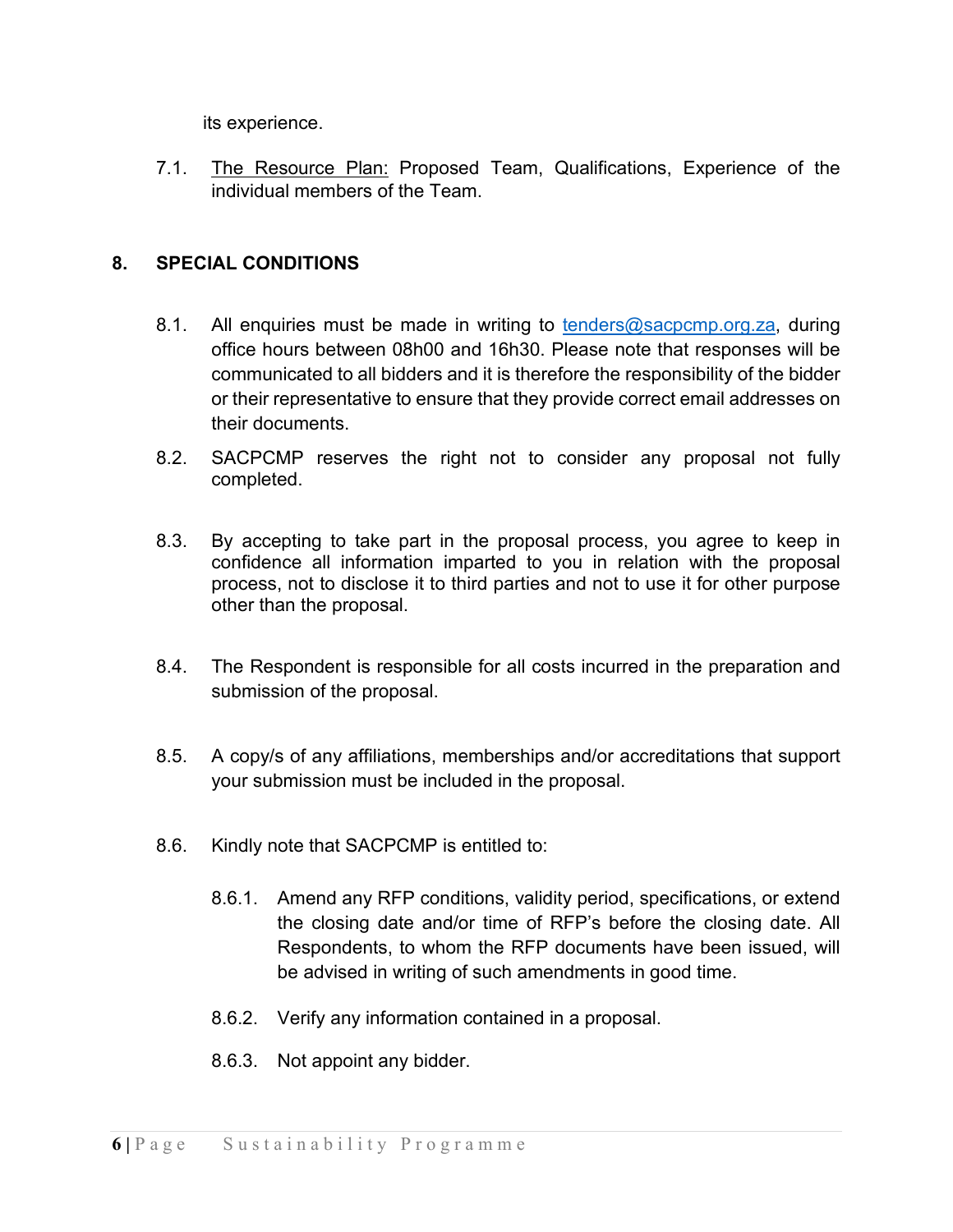its experience.

7.1. The Resource Plan: Proposed Team, Qualifications, Experience of the individual members of the Team.

## 8. SPECIAL CONDITIONS

8.1. All enquiries must be made in writing to tenders@sacpcmp.org.za, during office hours between 08h00 and 16h30. Please note that responses will be communicated to all bidders and it is therefore the responsibility of the bidder or their representative to ensure that they provide correct email addresses on their documents.

8.2. SACPCMP reserves the right not to consider any proposal not fully completed.

8.3. By accepting to take part in the proposal process, you agree to keep in confidence all information imparted to you in relation with the proposal process, not to disclose it to third parties and not to use it for other purpose other than the proposal.

8.4. The Respondent is responsible for all costs incurred in the preparation and submission of the proposal.

8.5. A copy/s of any affiliations, memberships and/or accreditations that support your submission must be included in the proposal.

8.6. Kindly note that SACPCMP is entitled to:

8.6.1. Amend any RFP conditions, validity period, specifications, or extend the closing date and/or time of RFP's before the closing date. All Respondents, to whom the RFP documents have been issued, will be advised in writing of such amendments in good time.

8.6.2. Verify any information contained in a proposal.

8.6.3. Not appoint any bidder.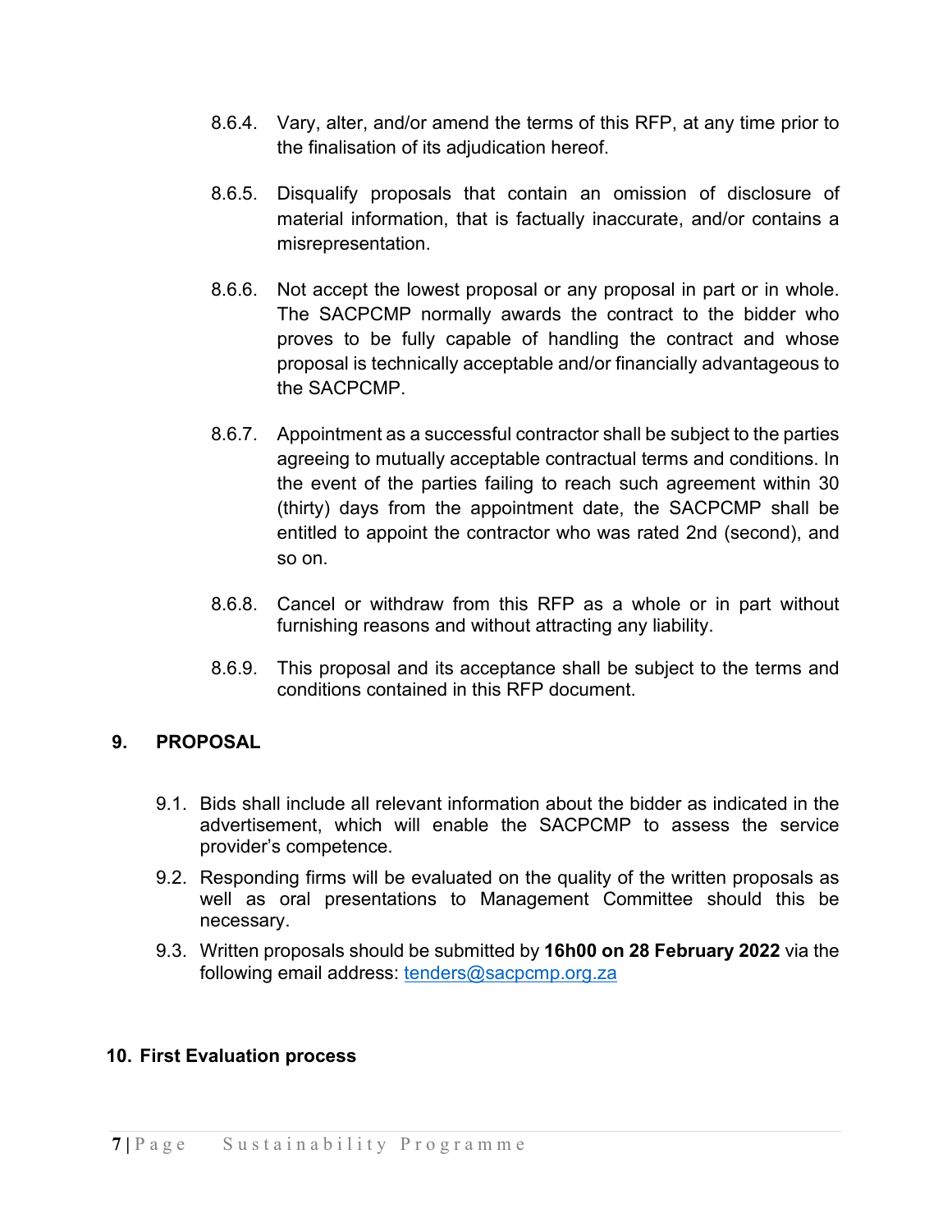8.6.4. Vary, alter, and/or amend the terms of this RFP, at any time prior to the finalisation of its adjudication hereof.

8.6.5. Disqualify proposals that contain an omission of disclosure of material information, that is factually inaccurate, and/or contains a misrepresentation.

8.6.6. Not accept the lowest proposal or any proposal in part or in whole. The SACPCMP normally awards the contract to the bidder who proves to be fully capable of handling the contract and whose proposal is technically acceptable and/or financially advantageous to the SACPCMP.

8.6.7. Appointment as a successful contractor shall be subject to the parties agreeing to mutually acceptable contractual terms and conditions. In the event of the parties failing to reach such agreement within 30 (thirty) days from the appointment date, the SACPCMP shall be entitled to appoint the contractor who was rated 2nd (second), and so on.

8.6.8. Cancel or withdraw from this RFP as a whole or in part without furnishing reasons and without attracting any liability.

8.6.9. This proposal and its acceptance shall be subject to the terms and conditions contained in this RFP document.

## 9. PROPOSAL

9.1. Bids shall include all relevant information about the bidder as indicated in the advertisement, which will enable the SACPCMP to assess the service provider's competence.

9.2. Responding firms will be evaluated on the quality of the written proposals as well as oral presentations to Management Committee should this be necessary.

9.3. Written proposals should be submitted by **16h00 on 28 February 2022** via the following email address: tenders@sacpcmp.org.za

## 10. First Evaluation process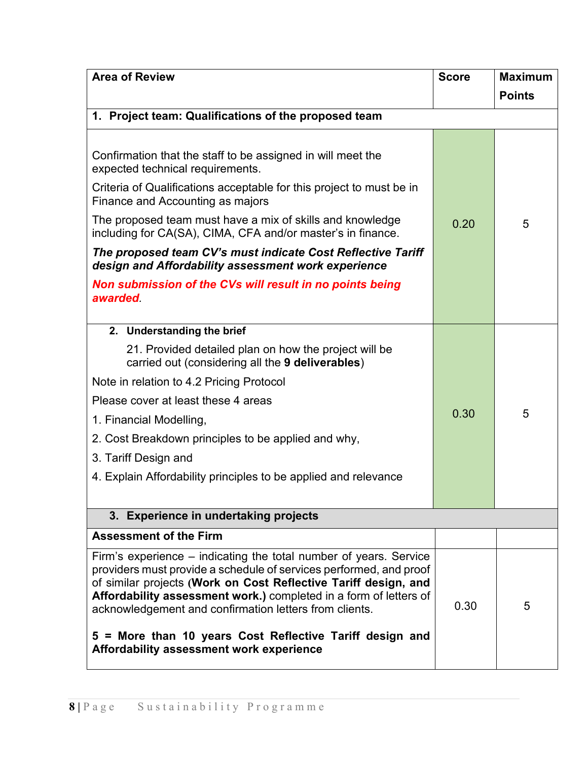| Area of Review | Score | Maximum Points |
|---|---|---|
| **1. Project team: Qualifications of the proposed team** | | |
| Confirmation that the staff to be assigned in will meet the expected technical requirements.<br><br>Criteria of Qualifications acceptable for this project to must be in Finance and Accounting as majors<br><br>The proposed team must have a mix of skills and knowledge including for CA(SA), CIMA, CFA and/or master's in finance.<br><br>***The proposed team CV's must indicate Cost Reflective Tariff design and Affordability assessment work experience***<br><br>***Non submission of the CVs will result in no points being awarded***. | 0.20 | 5 |
| **2. Understanding the brief**<br><br>21. Provided detailed plan on how the project will be carried out (considering all the **9 deliverables**)<br><br>Note in relation to 4.2 Pricing Protocol<br><br>Please cover at least these 4 areas<br><br>1. Financial Modelling,<br><br>2. Cost Breakdown principles to be applied and why,<br><br>3. Tariff Design and<br><br>4. Explain Affordability principles to be applied and relevance | 0.30 | 5 |
| **3. Experience in undertaking projects** | | |
| **Assessment of the Firm** | | |
| Firm's experience – indicating the total number of years. Service providers must provide a schedule of services performed, and proof of similar projects (**Work on Cost Reflective Tariff design, and Affordability assessment work.)** completed in a form of letters of acknowledgement and confirmation letters from clients.<br><br>**5 = More than 10 years Cost Reflective Tariff design and Affordability assessment work experience** | 0.30 | 5 |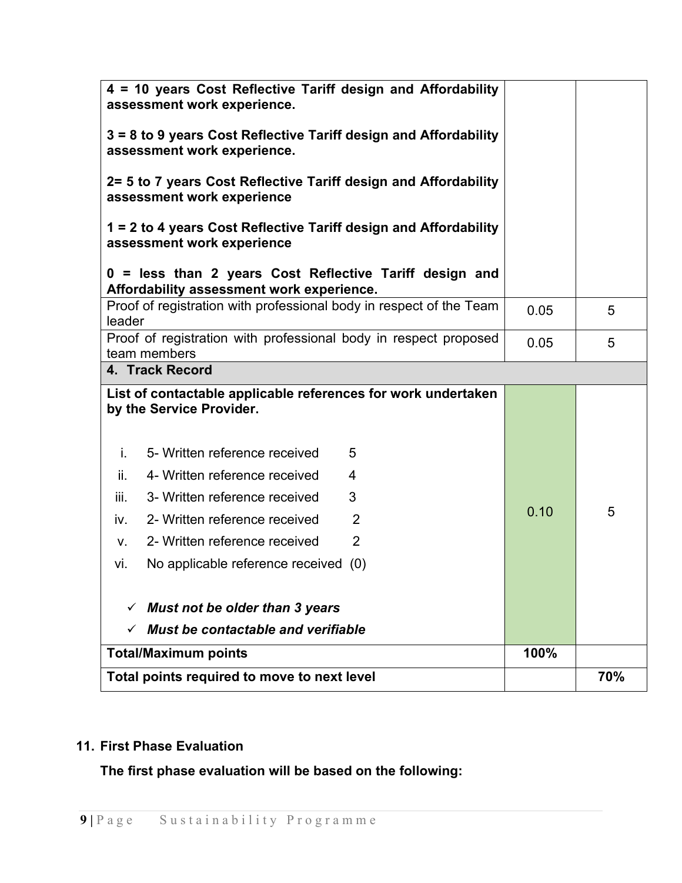| | | |
|---|---|---|
| **4 = 10 years Cost Reflective Tariff design and Affordability assessment work experience.**<br><br>**3 = 8 to 9 years Cost Reflective Tariff design and Affordability assessment work experience.**<br><br>**2= 5 to 7 years Cost Reflective Tariff design and Affordability assessment work experience**<br><br>**1 = 2 to 4 years Cost Reflective Tariff design and Affordability assessment work experience**<br><br>**0 = less than 2 years Cost Reflective Tariff design and Affordability assessment work experience.** | | |
| Proof of registration with professional body in respect of the Team leader | 0.05 | 5 |
| Proof of registration with professional body in respect proposed team members | 0.05 | 5 |
| **4. Track Record** | | |
| **List of contactable applicable references for work undertaken by the Service Provider.**<br><br>i. 5- Written reference received 5<br>ii. 4- Written reference received 4<br>iii. 3- Written reference received 3<br>iv. 2- Written reference received 2<br>v. 2- Written reference received 2<br>vi. No applicable reference received (0)<br><br>✓ ***Must not be older than 3 years***<br>✓ ***Must be contactable and verifiable*** | 0.10 | 5 |
| **Total/Maximum points** | **100%** | |
| **Total points required to move to next level** | | **70%** |

## 11. First Phase Evaluation

**The first phase evaluation will be based on the following:**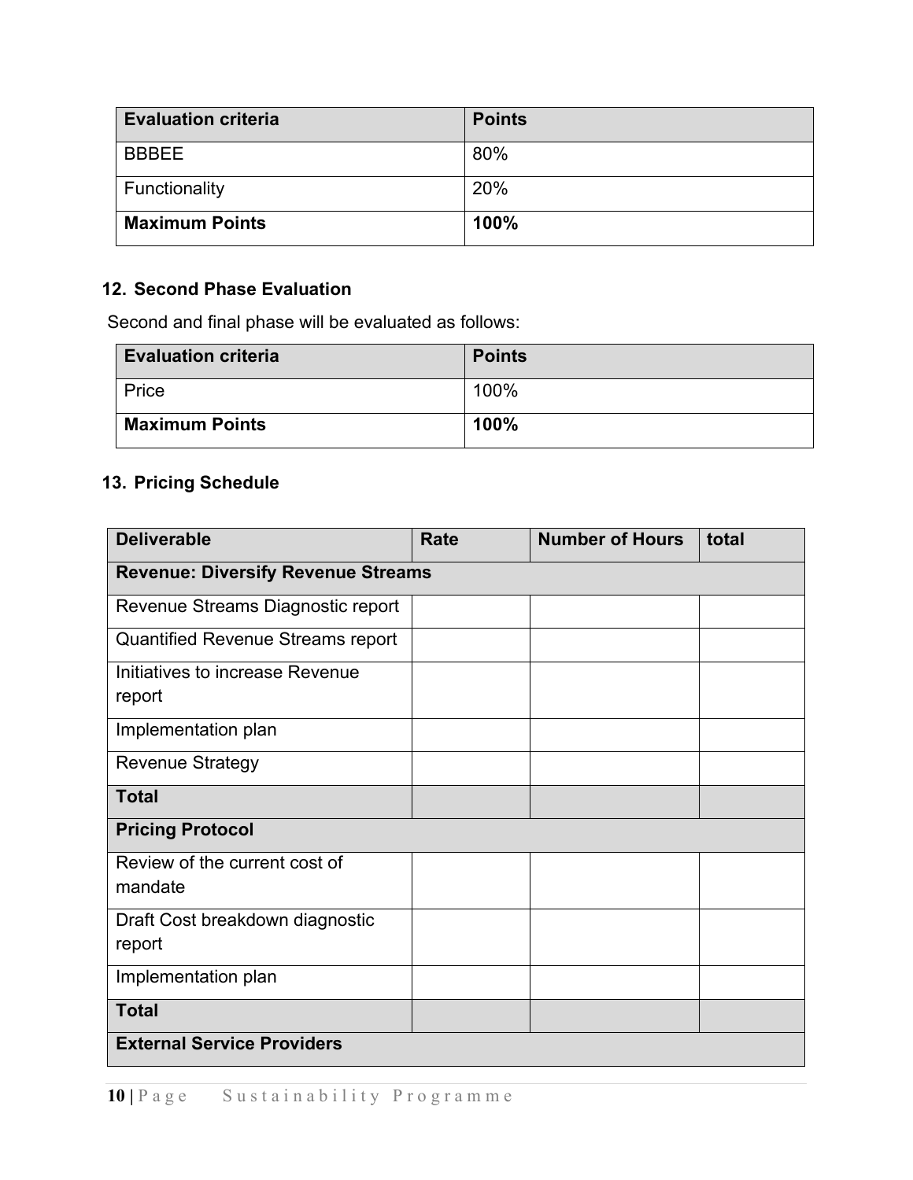| Evaluation criteria | Points |
| --- | --- |
| BBBEE | 80% |
| Functionality | 20% |
| **Maximum Points** | **100%** |

## 12. Second Phase Evaluation

Second and final phase will be evaluated as follows:

| Evaluation criteria | Points |
| --- | --- |
| Price | 100% |
| **Maximum Points** | **100%** |

## 13. Pricing Schedule

| Deliverable | Rate | Number of Hours | total |
| --- | --- | --- | --- |
| **Revenue: Diversify Revenue Streams** | | | |
| Revenue Streams Diagnostic report | | | |
| Quantified Revenue Streams report | | | |
| Initiatives to increase Revenue report | | | |
| Implementation plan | | | |
| Revenue Strategy | | | |
| **Total** | | | |
| **Pricing Protocol** | | | |
| Review of the current cost of mandate | | | |
| Draft Cost breakdown diagnostic report | | | |
| Implementation plan | | | |
| **Total** | | | |
| **External Service Providers** | | | |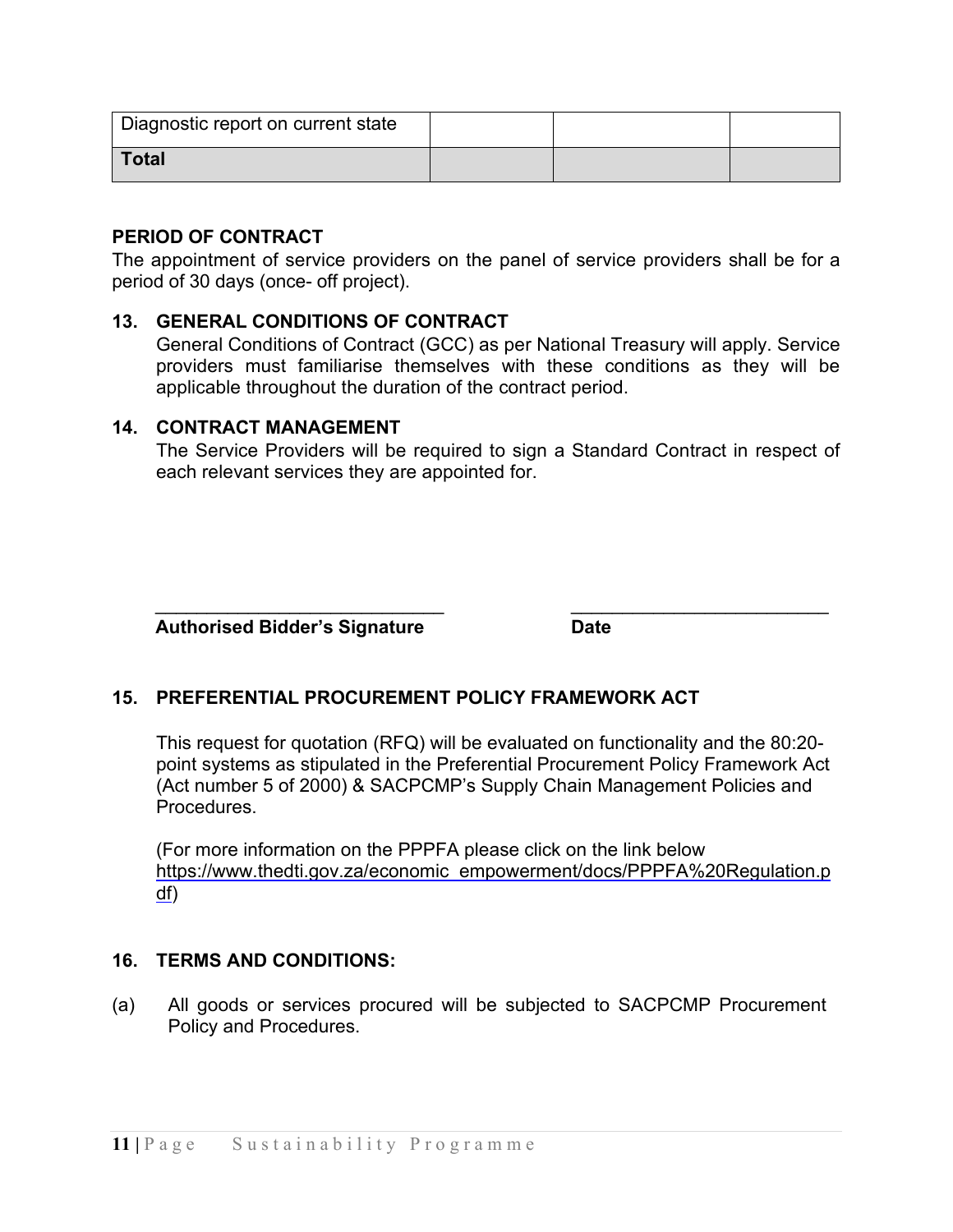| Diagnostic report on current state | | | |
|---|---|---|---|
| **Total** | | | |

**PERIOD OF CONTRACT**

The appointment of service providers on the panel of service providers shall be for a period of 30 days (once- off project).

## 13. GENERAL CONDITIONS OF CONTRACT

General Conditions of Contract (GCC) as per National Treasury will apply. Service providers must familiarise themselves with these conditions as they will be applicable throughout the duration of the contract period.

## 14. CONTRACT MANAGEMENT

The Service Providers will be required to sign a Standard Contract in respect of each relevant services they are appointed for.

\_\_\_\_\_\_\_\_\_\_\_\_\_\_\_\_\_\_\_\_\_\_\_\_\_\_\_\_\_\_ &nbsp;&nbsp;&nbsp;&nbsp;&nbsp;&nbsp;&nbsp;&nbsp; \_\_\_\_\_\_\_\_\_\_\_\_\_\_\_\_\_\_\_\_\_\_\_\_\_\_\_

**Authorised Bidder's Signature** &nbsp;&nbsp;&nbsp;&nbsp;&nbsp;&nbsp;&nbsp;&nbsp; **Date**

## 15. PREFERENTIAL PROCUREMENT POLICY FRAMEWORK ACT

This request for quotation (RFQ) will be evaluated on functionality and the 80:20-point systems as stipulated in the Preferential Procurement Policy Framework Act (Act number 5 of 2000) & SACPCMP's Supply Chain Management Policies and Procedures.

(For more information on the PPPFA please click on the link below https://www.thedti.gov.za/economic_empowerment/docs/PPPFA%20Regulation.pdf)

## 16. TERMS AND CONDITIONS:

(a) All goods or services procured will be subjected to SACPCMP Procurement Policy and Procedures.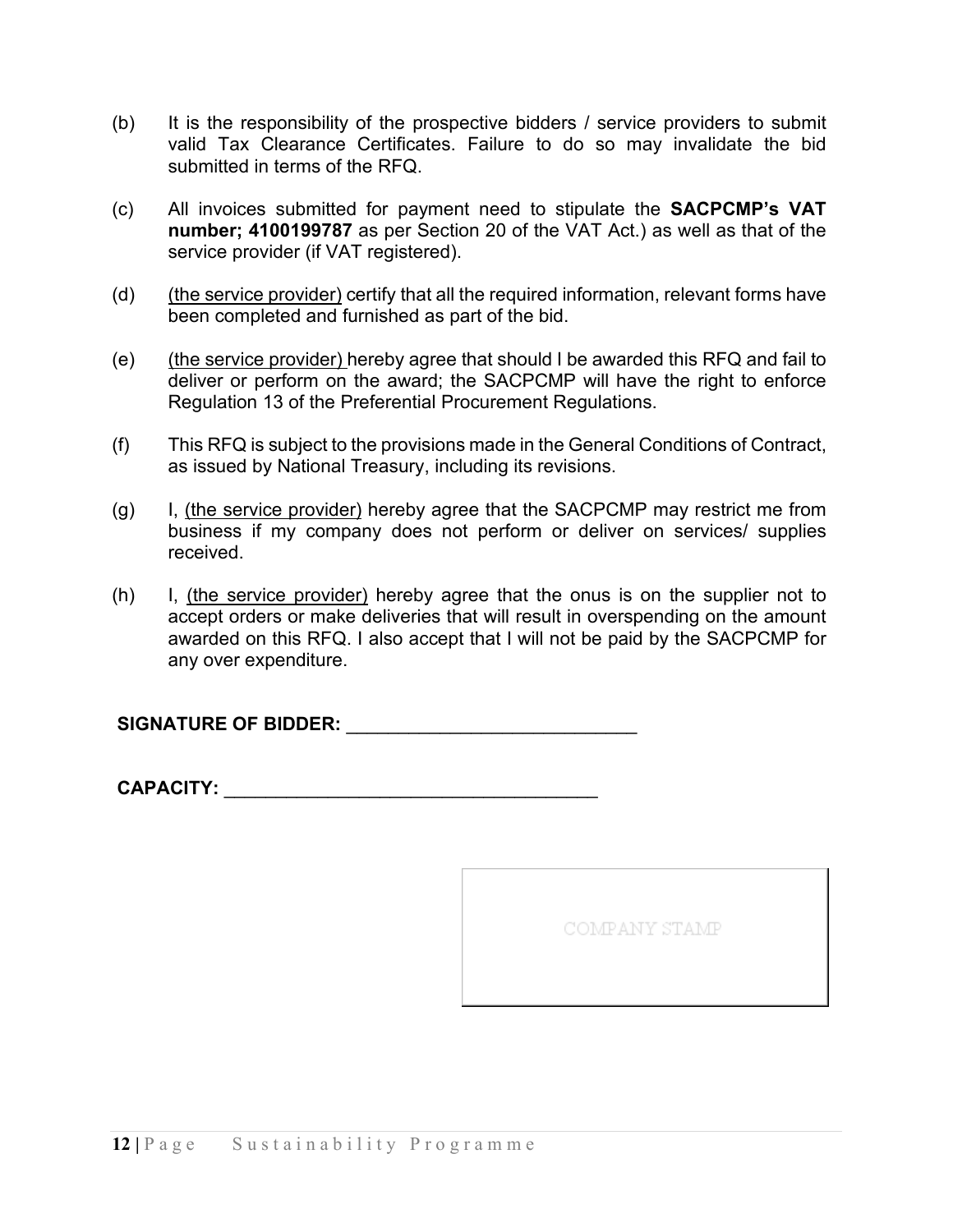(b) It is the responsibility of the prospective bidders / service providers to submit valid Tax Clearance Certificates. Failure to do so may invalidate the bid submitted in terms of the RFQ.

(c) All invoices submitted for payment need to stipulate the **SACPCMP's VAT number; 4100199787** as per Section 20 of the VAT Act.) as well as that of the service provider (if VAT registered).

(d) <u>(the service provider)</u> certify that all the required information, relevant forms have been completed and furnished as part of the bid.

(e) <u>(the service provider)</u> hereby agree that should I be awarded this RFQ and fail to deliver or perform on the award; the SACPCMP will have the right to enforce Regulation 13 of the Preferential Procurement Regulations.

(f) This RFQ is subject to the provisions made in the General Conditions of Contract, as issued by National Treasury, including its revisions.

(g) I, <u>(the service provider)</u> hereby agree that the SACPCMP may restrict me from business if my company does not perform or deliver on services/ supplies received.

(h) I, <u>(the service provider)</u> hereby agree that the onus is on the supplier not to accept orders or make deliveries that will result in overspending on the amount awarded on this RFQ. I also accept that I will not be paid by the SACPCMP for any over expenditure.

**SIGNATURE OF BIDDER:** ____________________________

**CAPACITY:** ____________________________________

COMPANY STAMP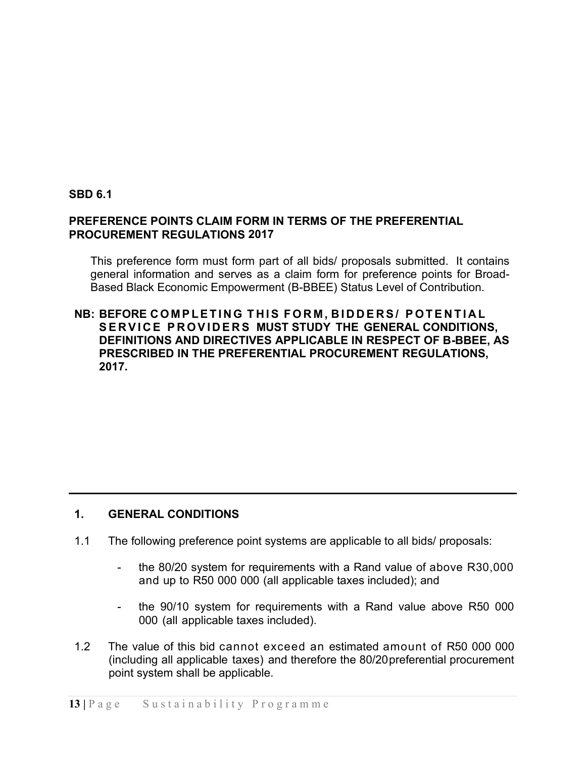**SBD 6.1**

**PREFERENCE POINTS CLAIM FORM IN TERMS OF THE PREFERENTIAL PROCUREMENT REGULATIONS 2017**

This preference form must form part of all bids/ proposals submitted. It contains general information and serves as a claim form for preference points for Broad-Based Black Economic Empowerment (B-BBEE) Status Level of Contribution.

**NB: BEFORE COMPLETING THIS FORM, BIDDERS/ POTENTIAL SERVICE PROVIDERS MUST STUDY THE GENERAL CONDITIONS, DEFINITIONS AND DIRECTIVES APPLICABLE IN RESPECT OF B-BBEE, AS PRESCRIBED IN THE PREFERENTIAL PROCUREMENT REGULATIONS, 2017.**

---

## 1. GENERAL CONDITIONS

1.1 The following preference point systems are applicable to all bids/ proposals:

- the 80/20 system for requirements with a Rand value of above R30,000 and up to R50 000 000 (all applicable taxes included); and
- the 90/10 system for requirements with a Rand value above R50 000 000 (all applicable taxes included).

1.2 The value of this bid cannot exceed an estimated amount of R50 000 000 (including all applicable taxes) and therefore the 80/20 preferential procurement point system shall be applicable.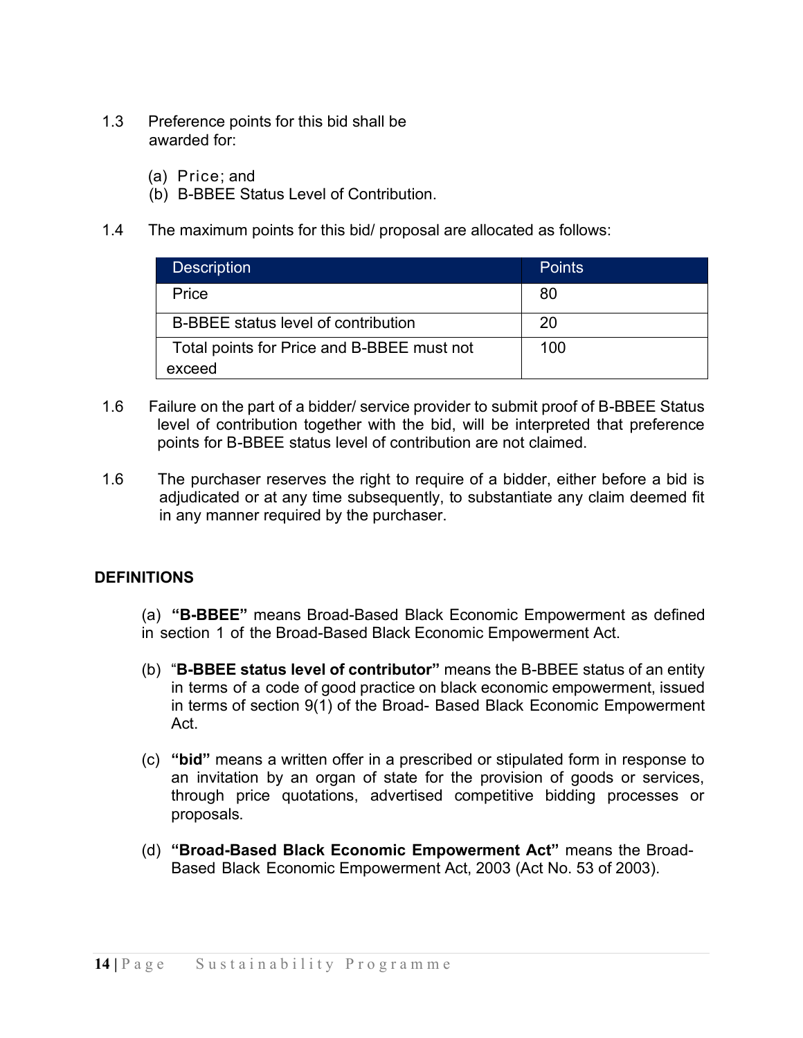1.3 Preference points for this bid shall be awarded for:

(a) Price; and
(b) B-BBEE Status Level of Contribution.

1.4 The maximum points for this bid/ proposal are allocated as follows:

| Description | Points |
|---|---|
| Price | 80 |
| B-BBEE status level of contribution | 20 |
| Total points for Price and B-BBEE must not exceed | 100 |

1.6 Failure on the part of a bidder/ service provider to submit proof of B-BBEE Status level of contribution together with the bid, will be interpreted that preference points for B-BBEE status level of contribution are not claimed.

1.6 The purchaser reserves the right to require of a bidder, either before a bid is adjudicated or at any time subsequently, to substantiate any claim deemed fit in any manner required by the purchaser.

## DEFINITIONS

(a) **"B-BBEE"** means Broad-Based Black Economic Empowerment as defined in section 1 of the Broad-Based Black Economic Empowerment Act.

(b) "**B-BBEE status level of contributor"** means the B-BBEE status of an entity in terms of a code of good practice on black economic empowerment, issued in terms of section 9(1) of the Broad- Based Black Economic Empowerment Act.

(c) **"bid"** means a written offer in a prescribed or stipulated form in response to an invitation by an organ of state for the provision of goods or services, through price quotations, advertised competitive bidding processes or proposals.

(d) **"Broad-Based Black Economic Empowerment Act"** means the Broad-Based Black Economic Empowerment Act, 2003 (Act No. 53 of 2003).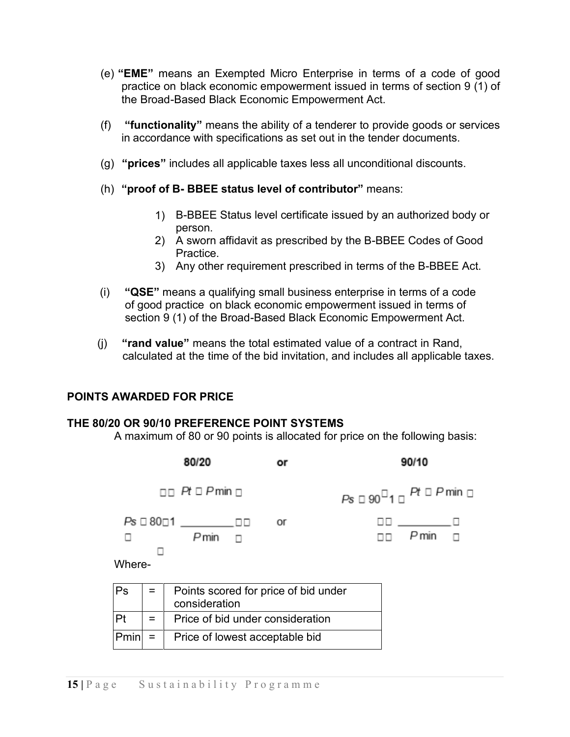(e) **"EME"** means an Exempted Micro Enterprise in terms of a code of good practice on black economic empowerment issued in terms of section 9 (1) of the Broad-Based Black Economic Empowerment Act.

(f) **"functionality"** means the ability of a tenderer to provide goods or services in accordance with specifications as set out in the tender documents.

(g) **"prices"** includes all applicable taxes less all unconditional discounts.

(h) **"proof of B- BBEE status level of contributor"** means:

1) B-BBEE Status level certificate issued by an authorized body or person.
2) A sworn affidavit as prescribed by the B-BBEE Codes of Good Practice.
3) Any other requirement prescribed in terms of the B-BBEE Act.

(i) **"QSE"** means a qualifying small business enterprise in terms of a code of good practice on black economic empowerment issued in terms of section 9 (1) of the Broad-Based Black Economic Empowerment Act.

(j) **"rand value"** means the total estimated value of a contract in Rand, calculated at the time of the bid invitation, and includes all applicable taxes.

## POINTS AWARDED FOR PRICE

## THE 80/20 OR 90/10 PREFERENCE POINT SYSTEMS

A maximum of 80 or 90 points is allocated for price on the following basis:

**80/20** or **90/10**

$$Ps = 80\left(1 - \frac{Pt - P\min}{P\min}\right) \quad \text{or} \quad Ps = 90\left(1 - \frac{Pt - P\min}{P\min}\right)$$

Where-

| Ps | = | Points scored for price of bid under consideration |
|---|---|---|
| Pt | = | Price of bid under consideration |
| Pmin | = | Price of lowest acceptable bid |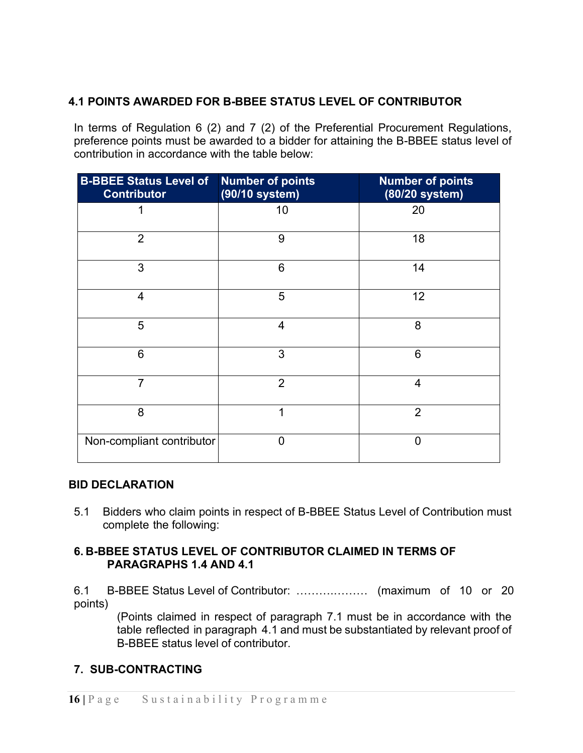### 4.1 POINTS AWARDED FOR B-BBEE STATUS LEVEL OF CONTRIBUTOR

In terms of Regulation 6 (2) and 7 (2) of the Preferential Procurement Regulations, preference points must be awarded to a bidder for attaining the B-BBEE status level of contribution in accordance with the table below:

| B-BBEE Status Level of Contributor | Number of points (90/10 system) | Number of points (80/20 system) |
|---|---|---|
| 1 | 10 | 20 |
| 2 | 9 | 18 |
| 3 | 6 | 14 |
| 4 | 5 | 12 |
| 5 | 4 | 8 |
| 6 | 3 | 6 |
| 7 | 2 | 4 |
| 8 | 1 | 2 |
| Non-compliant contributor | 0 | 0 |

### BID DECLARATION

5.1 Bidders who claim points in respect of B-BBEE Status Level of Contribution must complete the following:

### 6. B-BBEE STATUS LEVEL OF CONTRIBUTOR CLAIMED IN TERMS OF PARAGRAPHS 1.4 AND 4.1

6.1 B-BBEE Status Level of Contributor: ………………. (maximum of 10 or 20 points)

(Points claimed in respect of paragraph 7.1 must be in accordance with the table reflected in paragraph 4.1 and must be substantiated by relevant proof of B-BBEE status level of contributor.

### 7. SUB-CONTRACTING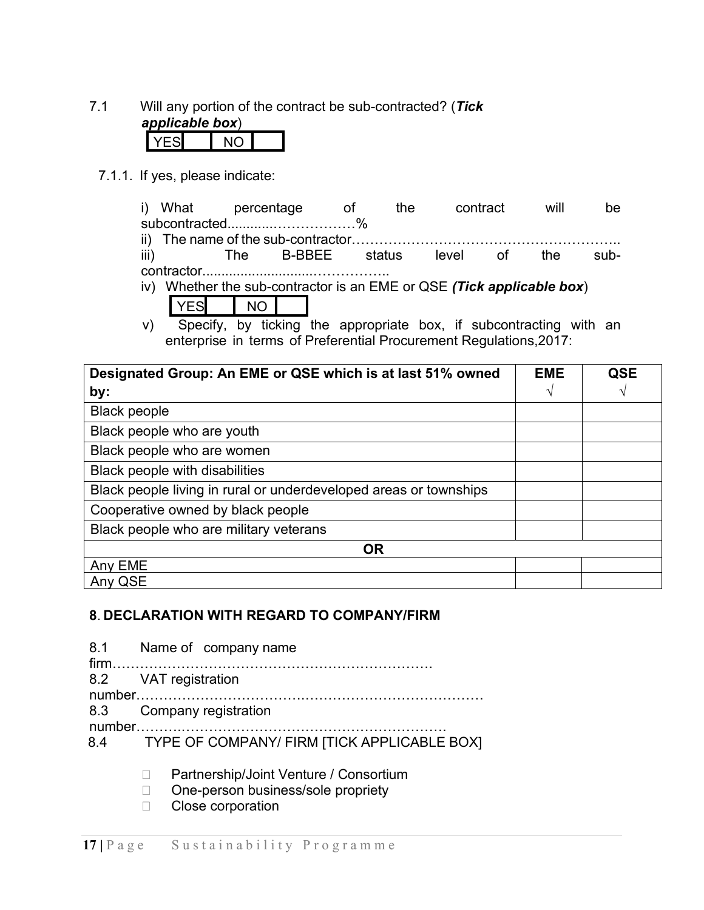7.1 Will any portion of the contract be sub-contracted? (***Tick applicable box***)

| YES | | NO | |
|---|---|---|---|

7.1.1. If yes, please indicate:

i) What percentage of the contract will be subcontracted............………………%

ii) The name of the sub-contractor…………………………………………………..

iii) The B-BBEE status level of the sub-contractor.............................……………..

iv) Whether the sub-contractor is an EME or QSE ***(Tick applicable box)***

| YES | | NO | |
|---|---|---|---|

v) Specify, by ticking the appropriate box, if subcontracting with an enterprise in terms of Preferential Procurement Regulations,2017:

| Designated Group: An EME or QSE which is at last 51% owned by: | EME √ | QSE √ |
|---|---|---|
| Black people | | |
| Black people who are youth | | |
| Black people who are women | | |
| Black people with disabilities | | |
| Black people living in rural or underdeveloped areas or townships | | |
| Cooperative owned by black people | | |
| Black people who are military veterans | | |
| **OR** | | |
| Any EME | | |
| Any QSE | | |

## 8. DECLARATION WITH REGARD TO COMPANY/FIRM

8.1 Name of company name firm…………………………………………………………….

8.2 VAT registration number…………………………………………………………………

8.3 Company registration number…………………………………………………………….

8.4 TYPE OF COMPANY/ FIRM [TICK APPLICABLE BOX]

- ☐ Partnership/Joint Venture / Consortium
- ☐ One-person business/sole propriety
- ☐ Close corporation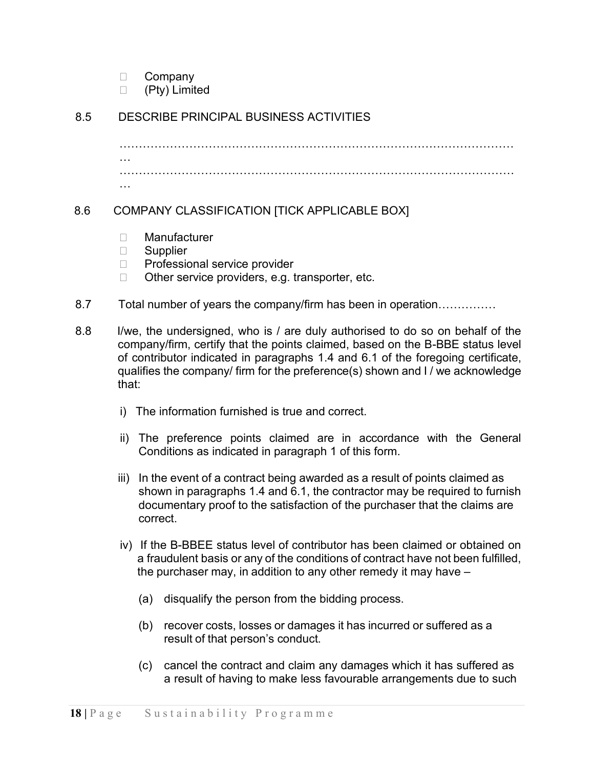- ☐ Company
- ☐ (Pty) Limited

8.5 DESCRIBE PRINCIPAL BUSINESS ACTIVITIES

…………………………………………………………………………………………
…
…………………………………………………………………………………………
…

8.6 COMPANY CLASSIFICATION [TICK APPLICABLE BOX]

- ☐ Manufacturer
- ☐ Supplier
- ☐ Professional service provider
- ☐ Other service providers, e.g. transporter, etc.

8.7 Total number of years the company/firm has been in operation……………

8.8 I/we, the undersigned, who is / are duly authorised to do so on behalf of the company/firm, certify that the points claimed, based on the B-BBE status level of contributor indicated in paragraphs 1.4 and 6.1 of the foregoing certificate, qualifies the company/ firm for the preference(s) shown and I / we acknowledge that:

i) The information furnished is true and correct.

ii) The preference points claimed are in accordance with the General Conditions as indicated in paragraph 1 of this form.

iii) In the event of a contract being awarded as a result of points claimed as shown in paragraphs 1.4 and 6.1, the contractor may be required to furnish documentary proof to the satisfaction of the purchaser that the claims are correct.

iv) If the B-BBEE status level of contributor has been claimed or obtained on a fraudulent basis or any of the conditions of contract have not been fulfilled, the purchaser may, in addition to any other remedy it may have –

(a) disqualify the person from the bidding process.

(b) recover costs, losses or damages it has incurred or suffered as a result of that person's conduct.

(c) cancel the contract and claim any damages which it has suffered as a result of having to make less favourable arrangements due to such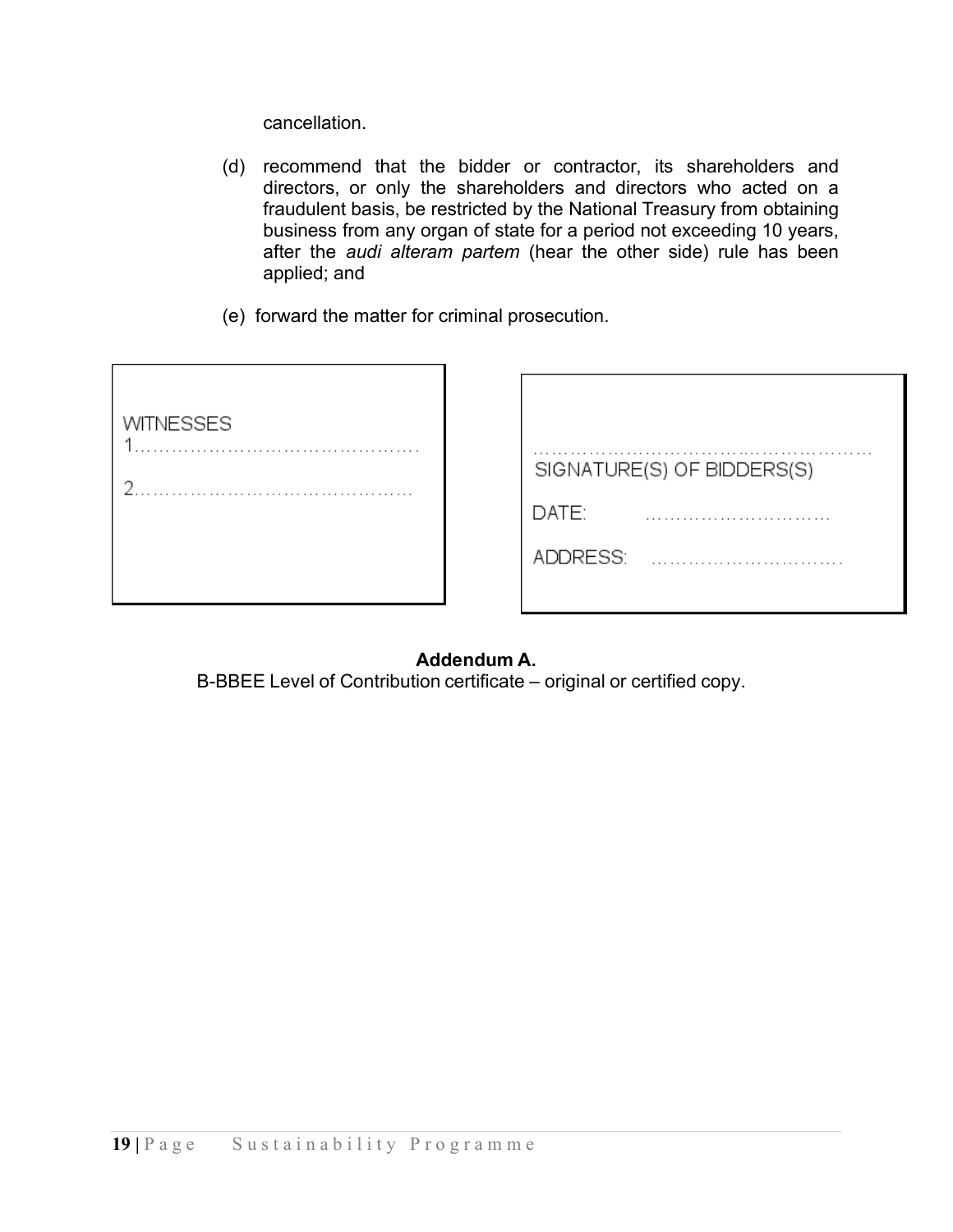cancellation.

(d) recommend that the bidder or contractor, its shareholders and directors, or only the shareholders and directors who acted on a fraudulent basis, be restricted by the National Treasury from obtaining business from any organ of state for a period not exceeding 10 years, after the *audi alteram partem* (hear the other side) rule has been applied; and

(e) forward the matter for criminal prosecution.

WITNESSES

1……………………………………….

2……………………………………….

……………………………………………………

SIGNATURE(S) OF BIDDERS(S)

DATE: …………………………

ADDRESS: …………………………

**Addendum A.**

B-BBEE Level of Contribution certificate – original or certified copy.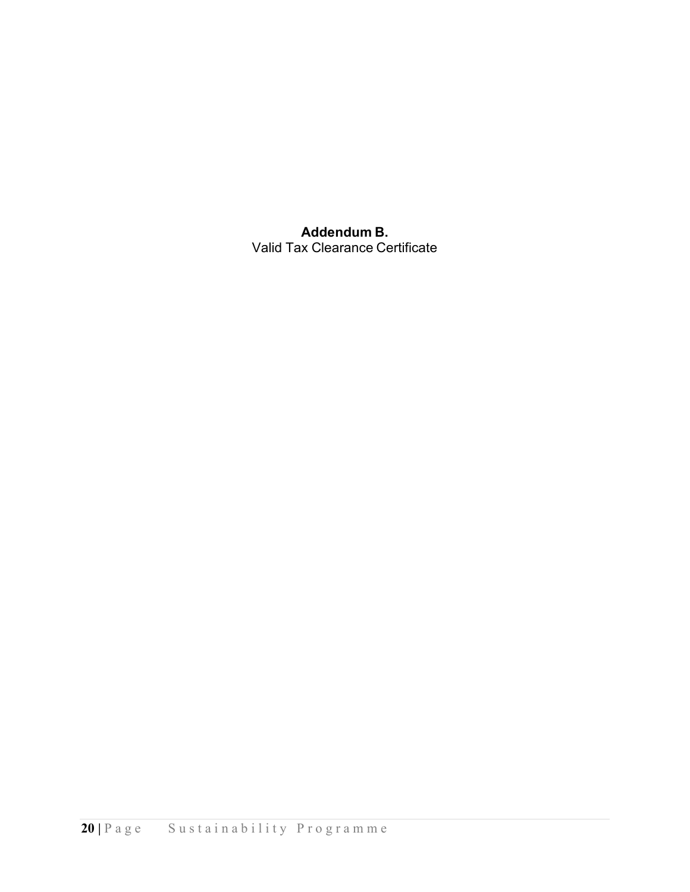**Addendum B.**

Valid Tax Clearance Certificate